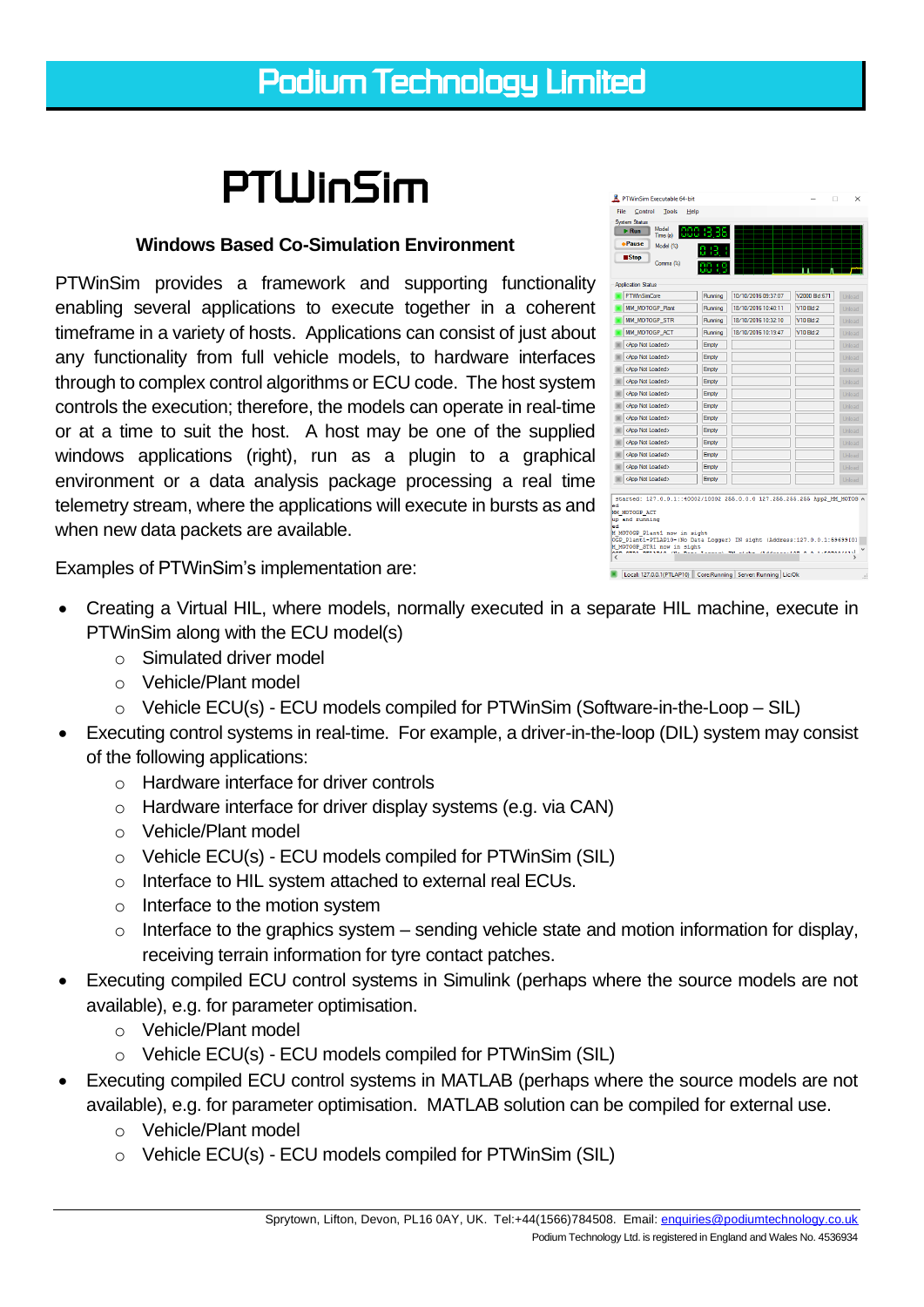# Podium Technology Limited

# PTWinSim

### Windows Based Co-Simulation Environment

PTWinSim provides a framework and supporting functionality enabling several applications to execute together in a coherent timeframe in a variety of hosts. Applications can consist of just about any functionality from full vehicle models, to hardware interfaces through to complex control algorithms or ECU code. The host system controls the execution; therefore, the models can operate in real-time or at a time to suit the host. A host may be one of the supplied windows applications (right), run as a plugin to a graphical environment or a data analysis package processing a real time telemetry stream, where the applications will execute in bursts as and when new data packets are available.

Examples of PTWinSim's implementation are:

- Creating a Virtual HIL, where models, normally executed in a separate HIL machine, execute in PTWinSim along with the ECU model(s)
  - Simulated driver model
  - Vehicle/Plant model
  - Vehicle ECU(s) - ECU models compiled for PTWinSim (Software-in-the-Loop – SIL)
- Executing control systems in real-time. For example, a driver-in-the-loop (DIL) system may consist of the following applications:
  - Hardware interface for driver controls
  - Hardware interface for driver display systems (e.g. via CAN)
  - Vehicle/Plant model
  - Vehicle ECU(s) - ECU models compiled for PTWinSim (SIL)
  - Interface to HIL system attached to external real ECUs.
  - Interface to the motion system
  - Interface to the graphics system – sending vehicle state and motion information for display, receiving terrain information for tyre contact patches.
- Executing compiled ECU control systems in Simulink (perhaps where the source models are not available), e.g. for parameter optimisation.
  - Vehicle/Plant model
  - Vehicle ECU(s) - ECU models compiled for PTWinSim (SIL)
- Executing compiled ECU control systems in MATLAB (perhaps where the source models are not available), e.g. for parameter optimisation. MATLAB solution can be compiled for external use.
  - Vehicle/Plant model
  - Vehicle ECU(s) - ECU models compiled for PTWinSim (SIL)

Sprytown, Lifton, Devon, PL16 0AY, UK. Tel:+44(1566)784508. Email: enquiries@podiumtechnology.co.uk
Podium Technology Ltd. is registered in England and Wales No. 4536934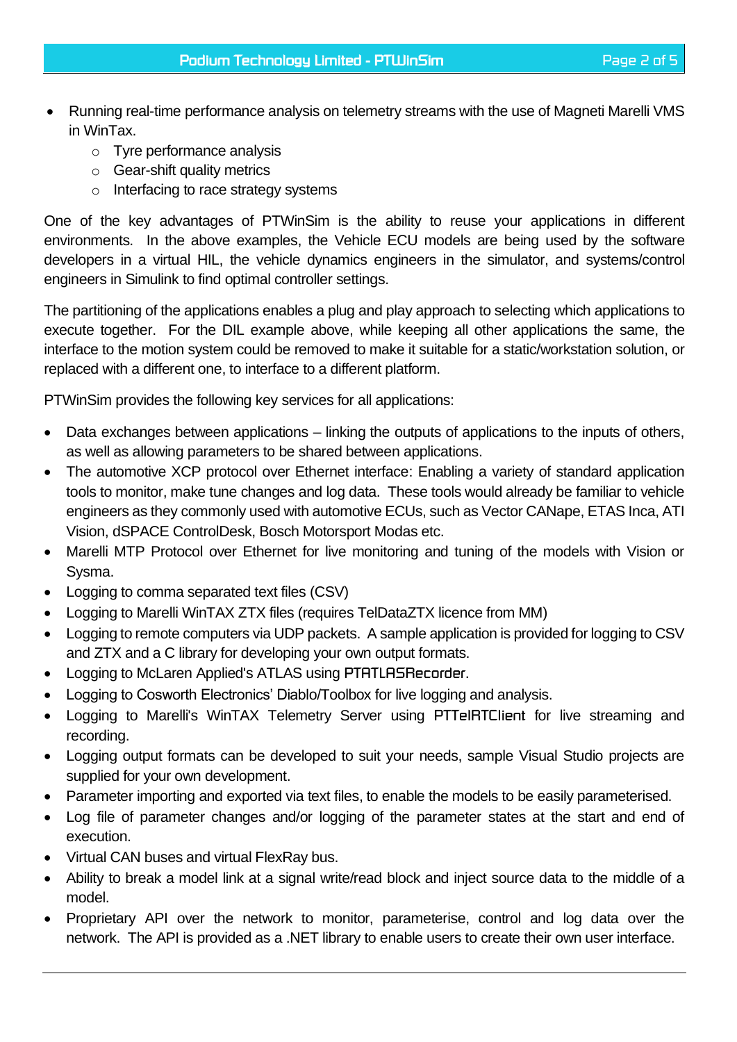- Running real-time performance analysis on telemetry streams with the use of Magneti Marelli VMS in WinTax.
    - Tyre performance analysis
    - Gear-shift quality metrics
    - Interfacing to race strategy systems

One of the key advantages of PTWinSim is the ability to reuse your applications in different environments. In the above examples, the Vehicle ECU models are being used by the software developers in a virtual HIL, the vehicle dynamics engineers in the simulator, and systems/control engineers in Simulink to find optimal controller settings.

The partitioning of the applications enables a plug and play approach to selecting which applications to execute together. For the DIL example above, while keeping all other applications the same, the interface to the motion system could be removed to make it suitable for a static/workstation solution, or replaced with a different one, to interface to a different platform.

PTWinSim provides the following key services for all applications:

- Data exchanges between applications – linking the outputs of applications to the inputs of others, as well as allowing parameters to be shared between applications.
- The automotive XCP protocol over Ethernet interface: Enabling a variety of standard application tools to monitor, make tune changes and log data. These tools would already be familiar to vehicle engineers as they commonly used with automotive ECUs, such as Vector CANape, ETAS Inca, ATI Vision, dSPACE ControlDesk, Bosch Motorsport Modas etc.
- Marelli MTP Protocol over Ethernet for live monitoring and tuning of the models with Vision or Sysma.
- Logging to comma separated text files (CSV)
- Logging to Marelli WinTAX ZTX files (requires TelDataZTX licence from MM)
- Logging to remote computers via UDP packets. A sample application is provided for logging to CSV and ZTX and a C library for developing your own output formats.
- Logging to McLaren Applied's ATLAS using PTATLASRecorder.
- Logging to Cosworth Electronics' Diablo/Toolbox for live logging and analysis.
- Logging to Marelli's WinTAX Telemetry Server using PTTelRTClient for live streaming and recording.
- Logging output formats can be developed to suit your needs, sample Visual Studio projects are supplied for your own development.
- Parameter importing and exported via text files, to enable the models to be easily parameterised.
- Log file of parameter changes and/or logging of the parameter states at the start and end of execution.
- Virtual CAN buses and virtual FlexRay bus.
- Ability to break a model link at a signal write/read block and inject source data to the middle of a model.
- Proprietary API over the network to monitor, parameterise, control and log data over the network. The API is provided as a .NET library to enable users to create their own user interface.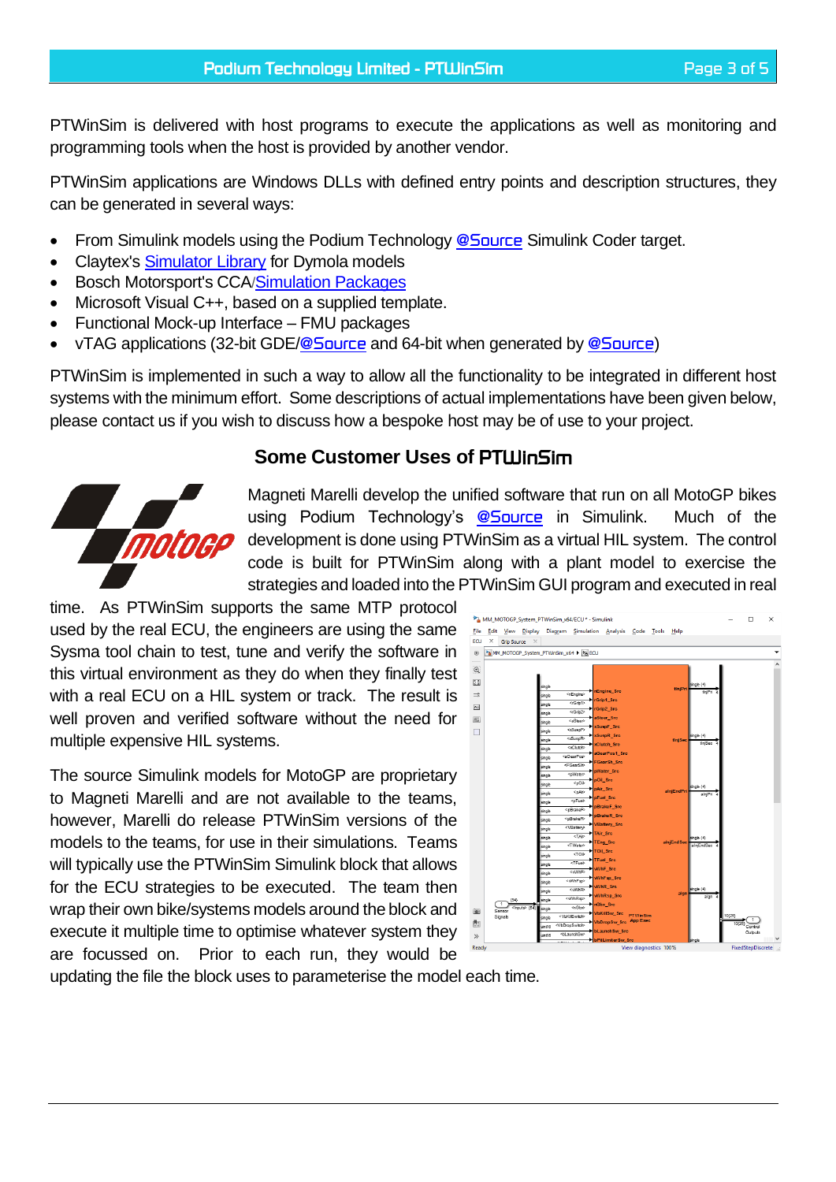PTWinSim is delivered with host programs to execute the applications as well as monitoring and programming tools when the host is provided by another vendor.

PTWinSim applications are Windows DLLs with defined entry points and description structures, they can be generated in several ways:

- From Simulink models using the Podium Technology @Source Simulink Coder target.
- Claytex's Simulator Library for Dymola models
- Bosch Motorsport's CCA/Simulation Packages
- Microsoft Visual C++, based on a supplied template.
- Functional Mock-up Interface – FMU packages
- vTAG applications (32-bit GDE/@Source and 64-bit when generated by @Source)

PTWinSim is implemented in such a way to allow all the functionality to be integrated in different host systems with the minimum effort. Some descriptions of actual implementations have been given below, please contact us if you wish to discuss how a bespoke host may be of use to your project.

## Some Customer Uses of PTWinSim

Magneti Marelli develop the unified software that run on all MotoGP bikes using Podium Technology's @Source in Simulink. Much of the development is done using PTWinSim as a virtual HIL system. The control code is built for PTWinSim along with a plant model to exercise the strategies and loaded into the PTWinSim GUI program and executed in real time. As PTWinSim supports the same MTP protocol used by the real ECU, the engineers are using the same Sysma tool chain to test, tune and verify the software in this virtual environment as they do when they finally test with a real ECU on a HIL system or track. The result is well proven and verified software without the need for multiple expensive HIL systems.

The source Simulink models for MotoGP are proprietary to Magneti Marelli and are not available to the teams, however, Marelli do release PTWinSim versions of the models to the teams, for use in their simulations. Teams will typically use the PTWinSim Simulink block that allows for the ECU strategies to be executed. The team then wrap their own bike/systems models around the block and execute it multiple time to optimise whatever system they are focussed on. Prior to each run, they would be updating the file the block uses to parameterise the model each time.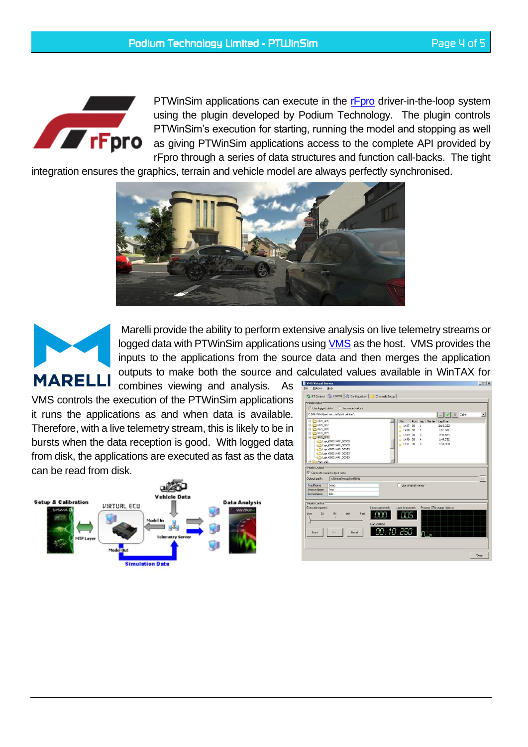PTWinSim applications can execute in the rFpro driver-in-the-loop system using the plugin developed by Podium Technology. The plugin controls PTWinSim's execution for starting, running the model and stopping as well as giving PTWinSim applications access to the complete API provided by rFpro through a series of data structures and function call-backs. The tight integration ensures the graphics, terrain and vehicle model are always perfectly synchronised.

Marelli provide the ability to perform extensive analysis on live telemetry streams or logged data with PTWinSim applications using VMS as the host. VMS provides the inputs to the applications from the source data and then merges the application outputs to make both the source and calculated values available in WinTAX for combines viewing and analysis. As VMS controls the execution of the PTWinSim applications it runs the applications as and when data is available. Therefore, with a live telemetry stream, this is likely to be in bursts when the data reception is good. With logged data from disk, the applications are executed as fast as the data can be read from disk.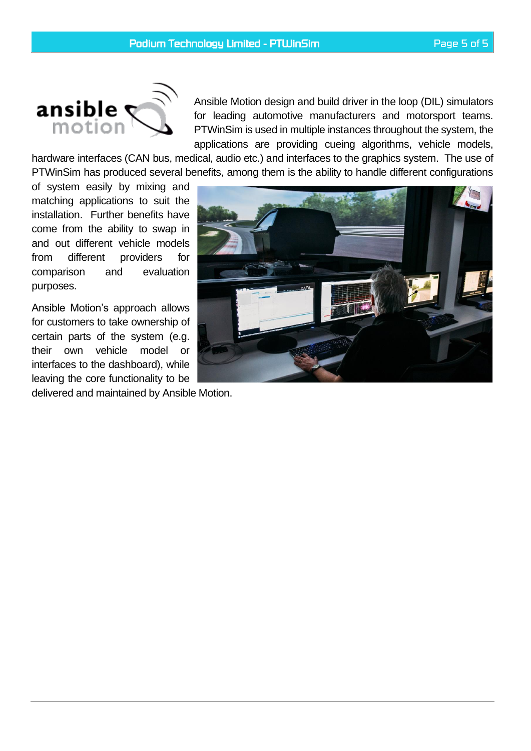Ansible Motion design and build driver in the loop (DIL) simulators for leading automotive manufacturers and motorsport teams. PTWinSim is used in multiple instances throughout the system, the applications are providing cueing algorithms, vehicle models, hardware interfaces (CAN bus, medical, audio etc.) and interfaces to the graphics system. The use of PTWinSim has produced several benefits, among them is the ability to handle different configurations of system easily by mixing and matching applications to suit the installation. Further benefits have come from the ability to swap in and out different vehicle models from different providers for comparison and evaluation purposes.

Ansible Motion's approach allows for customers to take ownership of certain parts of the system (e.g. their own vehicle model or interfaces to the dashboard), while leaving the core functionality to be delivered and maintained by Ansible Motion.